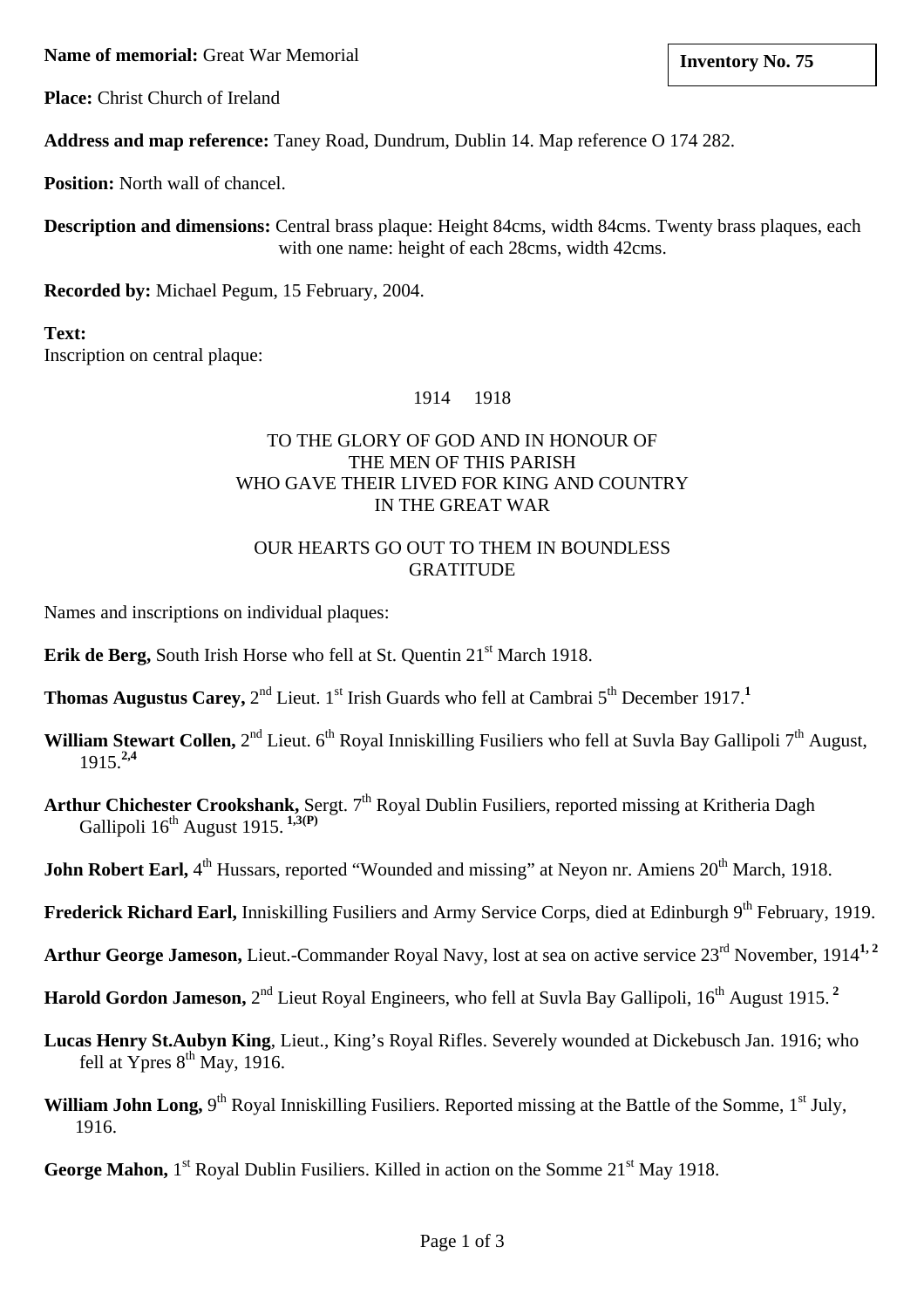**Name of memorial:** Great War Memorial

**Inventory No. 75**

**Place:** Christ Church of Ireland

**Address and map reference:** Taney Road, Dundrum, Dublin 14. Map reference O 174 282.

**Position:** North wall of chancel.

**Description and dimensions:** Central brass plaque: Height 84cms, width 84cms. Twenty brass plaques, each with one name: height of each 28cms, width 42cms.

**Recorded by:** Michael Pegum, 15 February, 2004.

**Text:**
Inscription on central plaque:

1914 1918

TO THE GLORY OF GOD AND IN HONOUR OF
THE MEN OF THIS PARISH
WHO GAVE THEIR LIVED FOR KING AND COUNTRY
IN THE GREAT WAR

OUR HEARTS GO OUT TO THEM IN BOUNDLESS
GRATITUDE

Names and inscriptions on individual plaques:

**Erik de Berg,** South Irish Horse who fell at St. Quentin 21st March 1918.

**Thomas Augustus Carey,** 2nd Lieut. 1st Irish Guards who fell at Cambrai 5th December 1917.[1]

**William Stewart Collen,** 2nd Lieut. 6th Royal Inniskilling Fusiliers who fell at Suvla Bay Gallipoli 7th August, 1915.[2,4]

**Arthur Chichester Crookshank,** Sergt. 7th Royal Dublin Fusiliers, reported missing at Kritheria Dagh Gallipoli 16th August 1915. [1,3(P)]

**John Robert Earl,** 4th Hussars, reported "Wounded and missing" at Neyon nr. Amiens 20th March, 1918.

**Frederick Richard Earl,** Inniskilling Fusiliers and Army Service Corps, died at Edinburgh 9th February, 1919.

**Arthur George Jameson,** Lieut.-Commander Royal Navy, lost at sea on active service 23rd November, 1914[1, 2]

**Harold Gordon Jameson,** 2nd Lieut Royal Engineers, who fell at Suvla Bay Gallipoli, 16th August 1915. [2]

**Lucas Henry St.Aubyn King**, Lieut., King's Royal Rifles. Severely wounded at Dickebusch Jan. 1916; who fell at Ypres 8th May, 1916.

**William John Long,** 9th Royal Inniskilling Fusiliers. Reported missing at the Battle of the Somme, 1st July, 1916.

**George Mahon,** 1st Royal Dublin Fusiliers. Killed in action on the Somme 21st May 1918.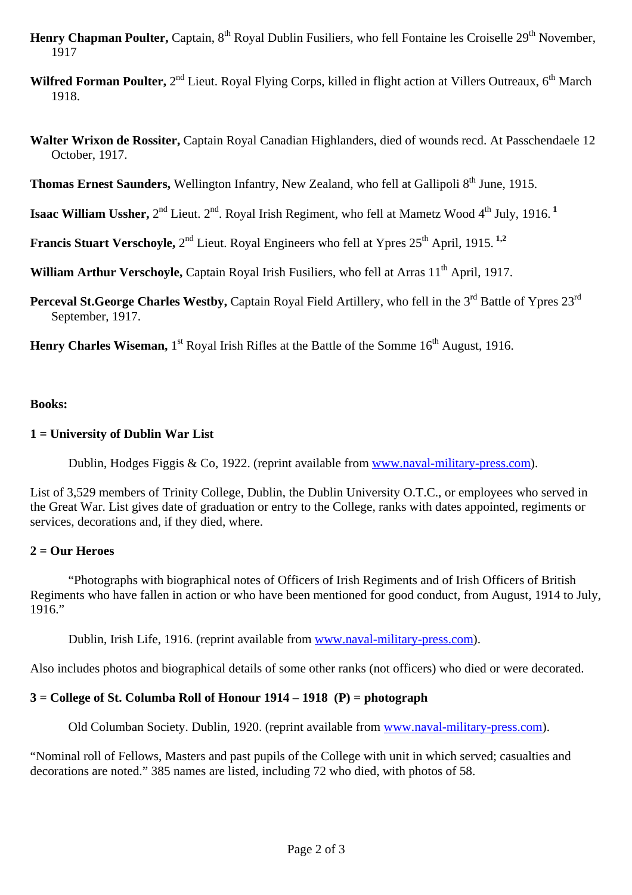**Henry Chapman Poulter,** Captain, 8th Royal Dublin Fusiliers, who fell Fontaine les Croiselle 29th November, 1917

**Wilfred Forman Poulter,** 2nd Lieut. Royal Flying Corps, killed in flight action at Villers Outreaux, 6th March 1918.

**Walter Wrixon de Rossiter,** Captain Royal Canadian Highlanders, died of wounds recd. At Passchendaele 12 October, 1917.

**Thomas Ernest Saunders,** Wellington Infantry, New Zealand, who fell at Gallipoli 8th June, 1915.

**Isaac William Ussher,** 2nd Lieut. 2nd. Royal Irish Regiment, who fell at Mametz Wood 4th July, 1916. [1]

**Francis Stuart Verschoyle,** 2nd Lieut. Royal Engineers who fell at Ypres 25th April, 1915. [1,2]

**William Arthur Verschoyle,** Captain Royal Irish Fusiliers, who fell at Arras 11th April, 1917.

**Perceval St.George Charles Westby,** Captain Royal Field Artillery, who fell in the 3rd Battle of Ypres 23rd September, 1917.

**Henry Charles Wiseman,** 1st Royal Irish Rifles at the Battle of the Somme 16th August, 1916.

**Books:**

**1 = University of Dublin War List**

Dublin, Hodges Figgis & Co, 1922. (reprint available from www.naval-military-press.com).

List of 3,529 members of Trinity College, Dublin, the Dublin University O.T.C., or employees who served in the Great War. List gives date of graduation or entry to the College, ranks with dates appointed, regiments or services, decorations and, if they died, where.

**2 = Our Heroes**

"Photographs with biographical notes of Officers of Irish Regiments and of Irish Officers of British Regiments who have fallen in action or who have been mentioned for good conduct, from August, 1914 to July, 1916."

Dublin, Irish Life, 1916. (reprint available from www.naval-military-press.com).

Also includes photos and biographical details of some other ranks (not officers) who died or were decorated.

**3 = College of St. Columba Roll of Honour 1914 – 1918 (P) = photograph**

Old Columban Society. Dublin, 1920. (reprint available from www.naval-military-press.com).

"Nominal roll of Fellows, Masters and past pupils of the College with unit in which served; casualties and decorations are noted." 385 names are listed, including 72 who died, with photos of 58.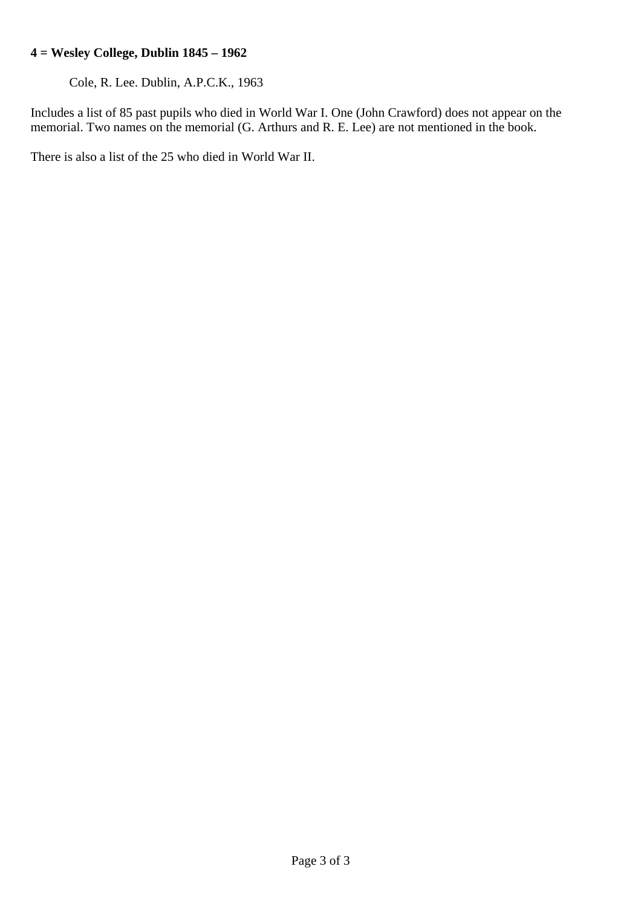**4 = Wesley College, Dublin 1845 – 1962**

Cole, R. Lee. Dublin, A.P.C.K., 1963

Includes a list of 85 past pupils who died in World War I. One (John Crawford) does not appear on the memorial. Two names on the memorial (G. Arthurs and R. E. Lee) are not mentioned in the book.

There is also a list of the 25 who died in World War II.